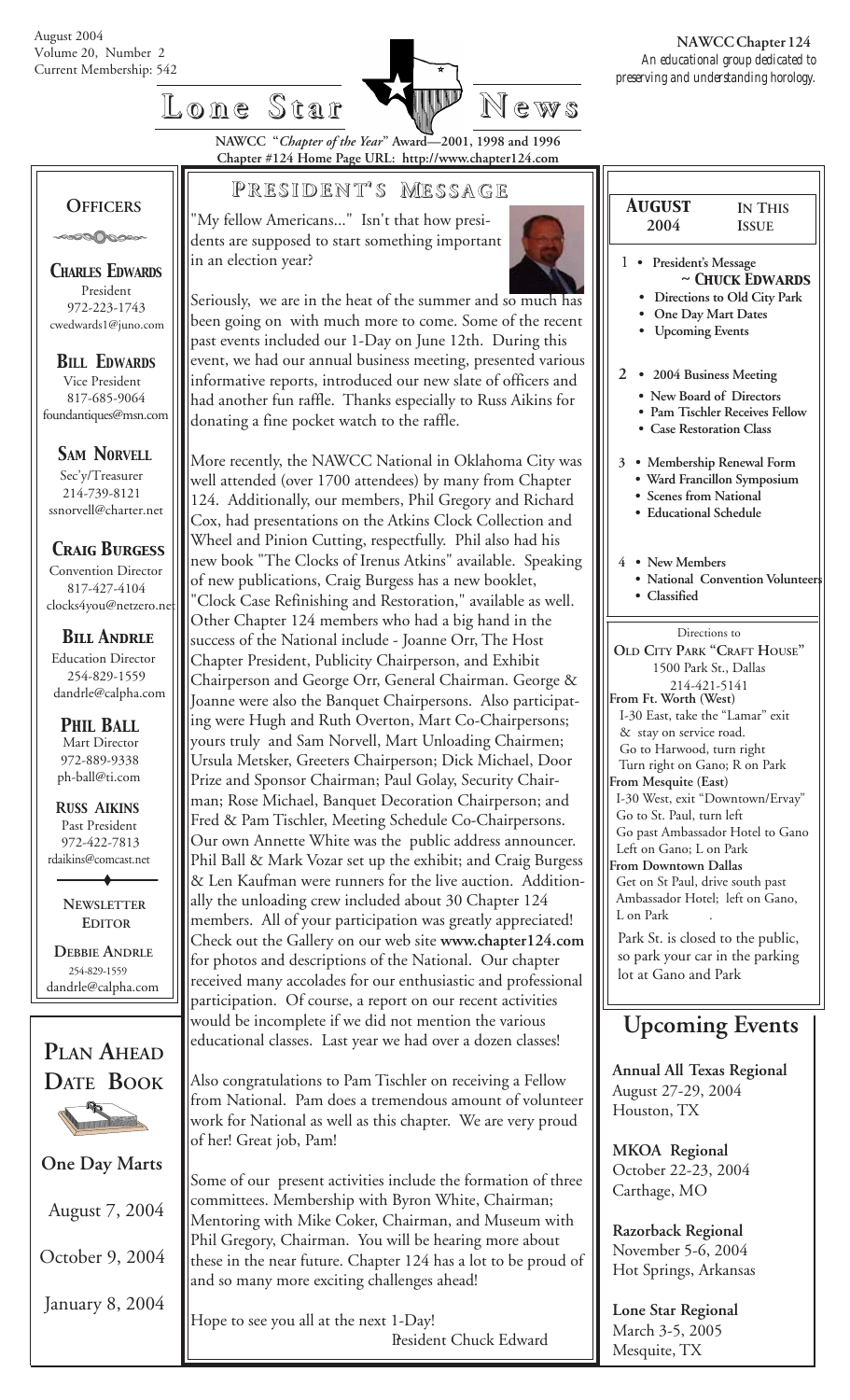August 2004
Volume 20, Number 2
Current Membership: 542

**NAWCC Chapter 124**
*An educational group dedicated to preserving and understanding horology.*

# Lone Star News

NAWCC "*Chapter of the Year*" Award—2001, 1998 and 1996
Chapter #124 Home Page URL: http://www.chapter124.com

## President's Message

"My fellow Americans..." Isn't that how presidents are supposed to start something important in an election year?

Seriously, we are in the heat of the summer and so much has been going on with much more to come. Some of the recent past events included our 1-Day on June 12th. During this event, we had our annual business meeting, presented various informative reports, introduced our new slate of officers and had another fun raffle. Thanks especially to Russ Aikins for donating a fine pocket watch to the raffle.

More recently, the NAWCC National in Oklahoma City was well attended (over 1700 attendees) by many from Chapter 124. Additionally, our members, Phil Gregory and Richard Cox, had presentations on the Atkins Clock Collection and Wheel and Pinion Cutting, respectfully. Phil also had his new book "The Clocks of Irenus Atkins" available. Speaking of new publications, Craig Burgess has a new booklet, "Clock Case Refinishing and Restoration," available as well. Other Chapter 124 members who had a big hand in the success of the National include - Joanne Orr, The Host Chapter President, Publicity Chairperson, and Exhibit Chairperson and George Orr, General Chairman. George & Joanne were also the Banquet Chairpersons. Also participating were Hugh and Ruth Overton, Mart Co-Chairpersons; yours truly and Sam Norvell, Mart Unloading Chairmen; Ursula Metsker, Greeters Chairperson; Dick Michael, Door Prize and Sponsor Chairman; Paul Golay, Security Chairman; Rose Michael, Banquet Decoration Chairperson; and Fred & Pam Tischler, Meeting Schedule Co-Chairpersons. Our own Annette White was the public address announcer. Phil Ball & Mark Vozar set up the exhibit; and Craig Burgess & Len Kaufman were runners for the live auction. Additionally the unloading crew included about 30 Chapter 124 members. All of your participation was greatly appreciated! Check out the Gallery on our web site **www.chapter124.com** for photos and descriptions of the National. Our chapter received many accolades for our enthusiastic and professional participation. Of course, a report on our recent activities would be incomplete if we did not mention the various educational classes. Last year we had over a dozen classes!

Also congratulations to Pam Tischler on receiving a Fellow from National. Pam does a tremendous amount of volunteer work for National as well as this chapter. We are very proud of her! Great job, Pam!

Some of our present activities include the formation of three committees. Membership with Byron White, Chairman; Mentoring with Mike Coker, Chairman, and Museum with Phil Gregory, Chairman. You will be hearing more about these in the near future. Chapter 124 has a lot to be proud of and so many more exciting challenges ahead!

Hope to see you all at the next 1-Day!

President Chuck Edward

## Officers

**Charles Edwards**
President
972-223-1743
cwedwards1@juno.com

**Bill Edwards**
Vice President
817-685-9064
foundantiques@msn.com

**Sam Norvell**
Sec'y/Treasurer
214-739-8121
ssnorvell@charter.net

**Craig Burgess**
Convention Director
817-427-4104
clocks4you@netzero.net

**Bill Andrle**
Education Director
254-829-1559
dandrle@calpha.com

**Phil Ball**
Mart Director
972-889-9338
ph-ball@ti.com

**Russ Aikins**
Past President
972-422-7813
rdaikins@comcast.net

**Newsletter Editor**

**Debbie Andrle**
254-829-1559
dandrle@calpha.com

## Plan Ahead Date Book

**One Day Marts**

August 7, 2004

October 9, 2004

January 8, 2004

## August 2004 — In This Issue

1
- President's Message ~ Chuck Edwards
- Directions to Old City Park
- One Day Mart Dates
- Upcoming Events

2
- 2004 Business Meeting
- New Board of Directors
- Pam Tischler Receives Fellow
- Case Restoration Class

3
- Membership Renewal Form
- Ward Francillon Symposium
- Scenes from National
- Educational Schedule

4
- New Members
- National Convention Volunteers
- Classified

## Directions to Old City Park "Craft House"

1500 Park St., Dallas
214-421-5141

**From Ft. Worth (West)**
I-30 East, take the "Lamar" exit & stay on service road.
Go to Harwood, turn right
Turn right on Gano; R on Park

**From Mesquite (East)**
I-30 West, exit "Downtown/Ervay"
Go to St. Paul, turn left
Go past Ambassador Hotel to Gano
Left on Gano; L on Park

**From Downtown Dallas**
Get on St Paul, drive south past Ambassador Hotel; left on Gano, L on Park

Park St. is closed to the public, so park your car in the parking lot at Gano and Park

## Upcoming Events

**Annual All Texas Regional**
August 27-29, 2004
Houston, TX

**MKOA Regional**
October 22-23, 2004
Carthage, MO

**Razorback Regional**
November 5-6, 2004
Hot Springs, Arkansas

**Lone Star Regional**
March 3-5, 2005
Mesquite, TX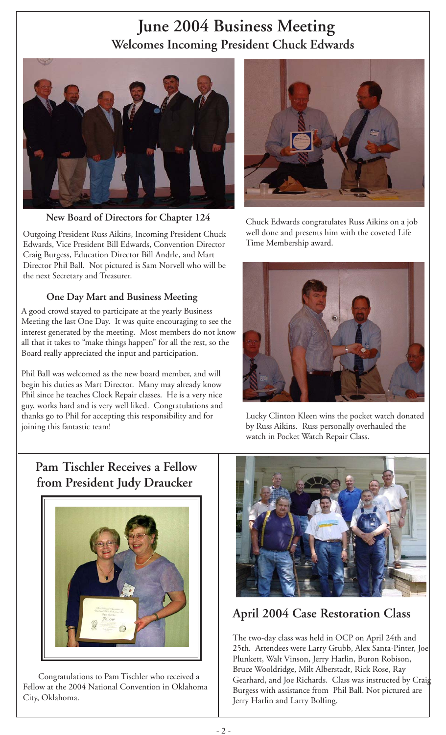# June 2004 Business Meeting

## Welcomes Incoming President Chuck Edwards

**New Board of Directors for Chapter 124**

Outgoing President Russ Aikins, Incoming President Chuck Edwards, Vice President Bill Edwards, Convention Director Craig Burgess, Education Director Bill Andrle, and Mart Director Phil Ball. Not pictured is Sam Norvell who will be the next Secretary and Treasurer.

### One Day Mart and Business Meeting

A good crowd stayed to participate at the yearly Business Meeting the last One Day. It was quite encouraging to see the interest generated by the meeting. Most members do not know all that it takes to "make things happen" for all the rest, so the Board really appreciated the input and participation.

Phil Ball was welcomed as the new board member, and will begin his duties as Mart Director. Many may already know Phil since he teaches Clock Repair classes. He is a very nice guy, works hard and is very well liked. Congratulations and thanks go to Phil for accepting this responsibility and for joining this fantastic team!

Chuck Edwards congratulates Russ Aikins on a job well done and presents him with the coveted Life Time Membership award.

Lucky Clinton Kleen wins the pocket watch donated by Russ Aikins. Russ personally overhauled the watch in Pocket Watch Repair Class.

## Pam Tischler Receives a Fellow from President Judy Draucker

Congratulations to Pam Tischler who received a Fellow at the 2004 National Convention in Oklahoma City, Oklahoma.

## April 2004 Case Restoration Class

The two-day class was held in OCP on April 24th and 25th. Attendees were Larry Grubb, Alex Santa-Pinter, Joe Plunkett, Walt Vinson, Jerry Harlin, Buron Robison, Bruce Wooldridge, Milt Alberstadt, Rick Rose, Ray Gearhard, and Joe Richards. Class was instructed by Craig Burgess with assistance from Phil Ball. Not pictured are Jerry Harlin and Larry Bolfing.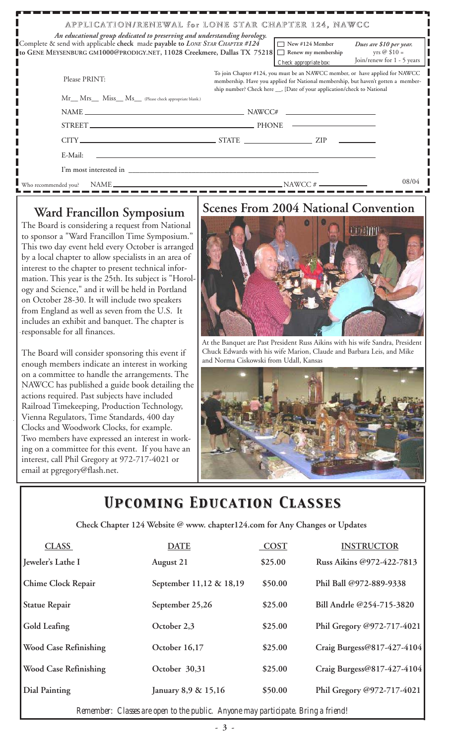## APPLICATION/RENEWAL for LONE STAR CHAPTER 124, NAWCC

*An educational group dedicated to preserving and understanding horology.*

Complete & send with applicable **check** made **payable to** *LONE STAR CHAPTER #124* **to GENE MEYSENBURG GM1000@PRODIGY.NET, 11028 Creekmere, Dallas TX 75218**

☐ New #124 Member
☐ Renew my membership
Check appropriate box:

*Dues are $10 per year.*
yrs @ $10 =
Join/renew for 1 - 5 years

Please PRINT:

To join Chapter #124, you must be an NAWCC member, or have applied for NAWCC membership. Have you applied for National membership, but haven't gotten a membership number? Check here __, [Date of your application/check to National

Mr__ Mrs__ Miss__ Ms__ (Please check appropriate blank.)

NAME ______________________ NAWCC# ______________

STREET ______________________ PHONE ______________

CITY ______________ STATE ________ ZIP ________

E-Mail: ______________________

I'm most interested in ______________________

Who recommended you? NAME ______________________ NAWCC # ____________

08/04

## Ward Francillon Symposium

The Board is considering a request from National to sponsor a "Ward Francillon Time Symposium." This two day event held every October is arranged by a local chapter to allow specialists in an area of interest to the chapter to present technical information. This year is the 25th. Its subject is "Horology and Science," and it will be held in Portland on October 28-30. It will include two speakers from England as well as seven from the U.S. It includes an exhibit and banquet. The chapter is responsable for all finances.

The Board will consider sponsoring this event if enough members indicate an interest in working on a committee to handle the arrangements. The NAWCC has published a guide book detailing the actions required. Past subjects have included Railroad Timekeeping, Production Technology, Vienna Regulators, Time Standards, 400 day Clocks and Woodwork Clocks, for example. Two members have expressed an interest in working on a committee for this event. If you have an interest, call Phil Gregory at 972-717-4021 or email at pgregory@flash.net.

## Scenes From 2004 National Convention

At the Banquet are Past President Russ Aikins with his wife Sandra, President Chuck Edwards with his wife Marion, Claude and Barbara Leis, and Mike and Norma Ciskowski from Udall, Kansas

# *Upcoming Education Classes*

**Check Chapter 124 Website @ www. chapter124.com for Any Changes or Updates**

| CLASS | DATE | COST | INSTRUCTOR |
|---|---|---|---|
| **Jeweler's Lathe I** | **August 21** | **$25.00** | **Russ Aikins @972-422-7813** |
| **Chime Clock Repair** | **September 11,12 & 18,19** | **$50.00** | **Phil Ball @972-889-9338** |
| **Statue Repair** | **September 25,26** | **$25.00** | **Bill Andrle @254-715-3820** |
| **Gold Leafing** | **October 2,3** | **$25.00** | **Phil Gregory @972-717-4021** |
| **Wood Case Refinishing** | **October 16,17** | **$25.00** | **Craig Burgess@817-427-4104** |
| **Wood Case Refinishing** | **October 30,31** | **$25.00** | **Craig Burgess@817-427-4104** |
| **Dial Painting** | **January 8,9 & 15,16** | **$50.00** | **Phil Gregory @972-717-4021** |

*Remember: Classes are open to the public. Anyone may participate. Bring a friend!*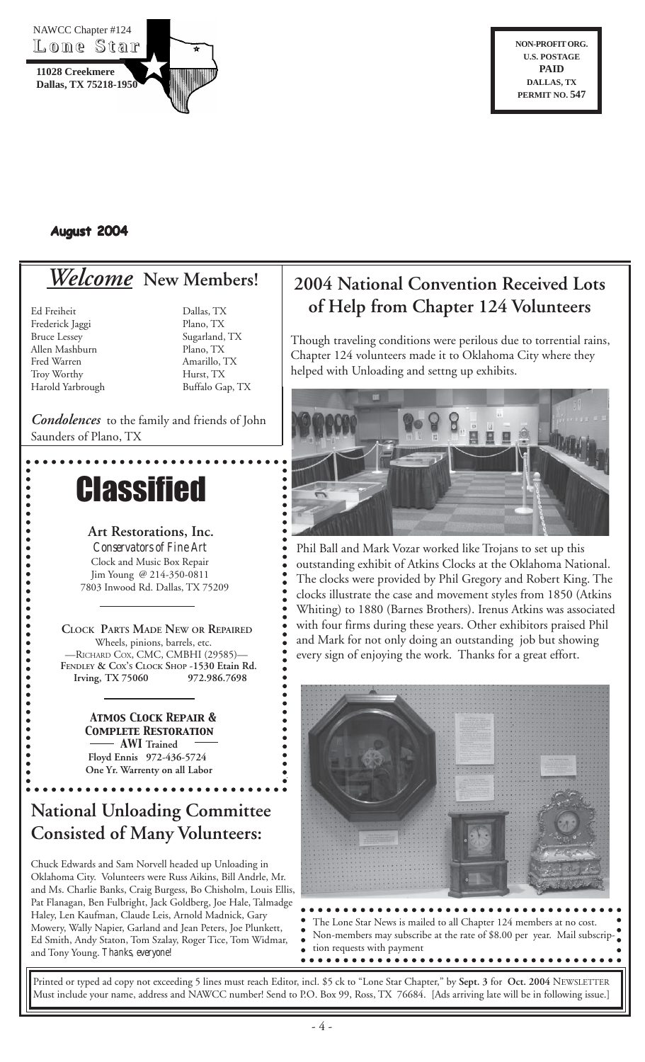NAWCC Chapter #124
**Lone Star**
**11028 Creekmere**
**Dallas, TX 75218-1950**

**NON-PROFIT ORG.**
**U.S. POSTAGE**
**PAID**
**DALLAS, TX**
**PERMIT NO. 547**

**August 2004**

## *Welcome* New Members!

| | |
|---|---|
| Ed Freiheit | Dallas, TX |
| Frederick Jaggi | Plano, TX |
| Bruce Lessey | Sugarland, TX |
| Allen Mashburn | Plano, TX |
| Fred Warren | Amarillo, TX |
| Troy Worthy | Hurst, TX |
| Harold Yarbrough | Buffalo Gap, TX |

***Condolences*** to the family and friends of John Saunders of Plano, TX

# Classified

**Art Restorations, Inc.**
*Conservators of Fine Art*
Clock and Music Box Repair
Jim Young @ 214-350-0811
7803 Inwood Rd. Dallas, TX 75209

**CLOCK PARTS MADE NEW OR REPAIRED**
Wheels, pinions, barrels, etc.
—RICHARD COX, CMC, CMBHI (29585)—
**FENDLEY & COX'S CLOCK SHOP -1530 Etain Rd.**
**Irving, TX 75060 972.986.7698**

***ATMOS CLOCK REPAIR &***
***COMPLETE RESTORATION***
**AWI Trained**
**Floyd Ennis 972-436-5724**
**One Yr. Warrenty on all Labor**

## National Unloading Committee Consisted of Many Volunteers:

Chuck Edwards and Sam Norvell headed up Unloading in Oklahoma City. Volunteers were Russ Aikins, Bill Andrle, Mr. and Ms. Charlie Banks, Craig Burgess, Bo Chisholm, Louis Ellis, Pat Flanagan, Ben Fulbright, Jack Goldberg, Joe Hale, Talmadge Haley, Len Kaufman, Claude Leis, Arnold Madnick, Gary Mowery, Wally Napier, Garland and Jean Peters, Joe Plunkett, Ed Smith, Andy Staton, Tom Szalay, Roger Tice, Tom Widmar, and Tony Young. *Thanks, everyone!*

## 2004 National Convention Received Lots of Help from Chapter 124 Volunteers

Though traveling conditions were perilous due to torrential rains, Chapter 124 volunteers made it to Oklahoma City where they helped with Unloading and settng up exhibits.

Phil Ball and Mark Vozar worked like Trojans to set up this outstanding exhibit of Atkins Clocks at the Oklahoma National. The clocks were provided by Phil Gregory and Robert King. The clocks illustrate the case and movement styles from 1850 (Atkins Whiting) to 1880 (Barnes Brothers). Irenus Atkins was associated with four firms during these years. Other exhibitors praised Phil and Mark for not only doing an outstanding job but showing every sign of enjoying the work. Thanks for a great effort.

The Lone Star News is mailed to all Chapter 124 members at no cost. Non-members may subscribe at the rate of $8.00 per year. Mail subscription requests with payment

Printed or typed ad copy not exceeding 5 lines must reach Editor, incl. $5 ck to "Lone Star Chapter," by **Sept. 3** for **Oct. 2004** NEWSLETTER Must include your name, address and NAWCC number! Send to P.O. Box 99, Ross, TX 76684. [Ads arriving late will be in following issue.]